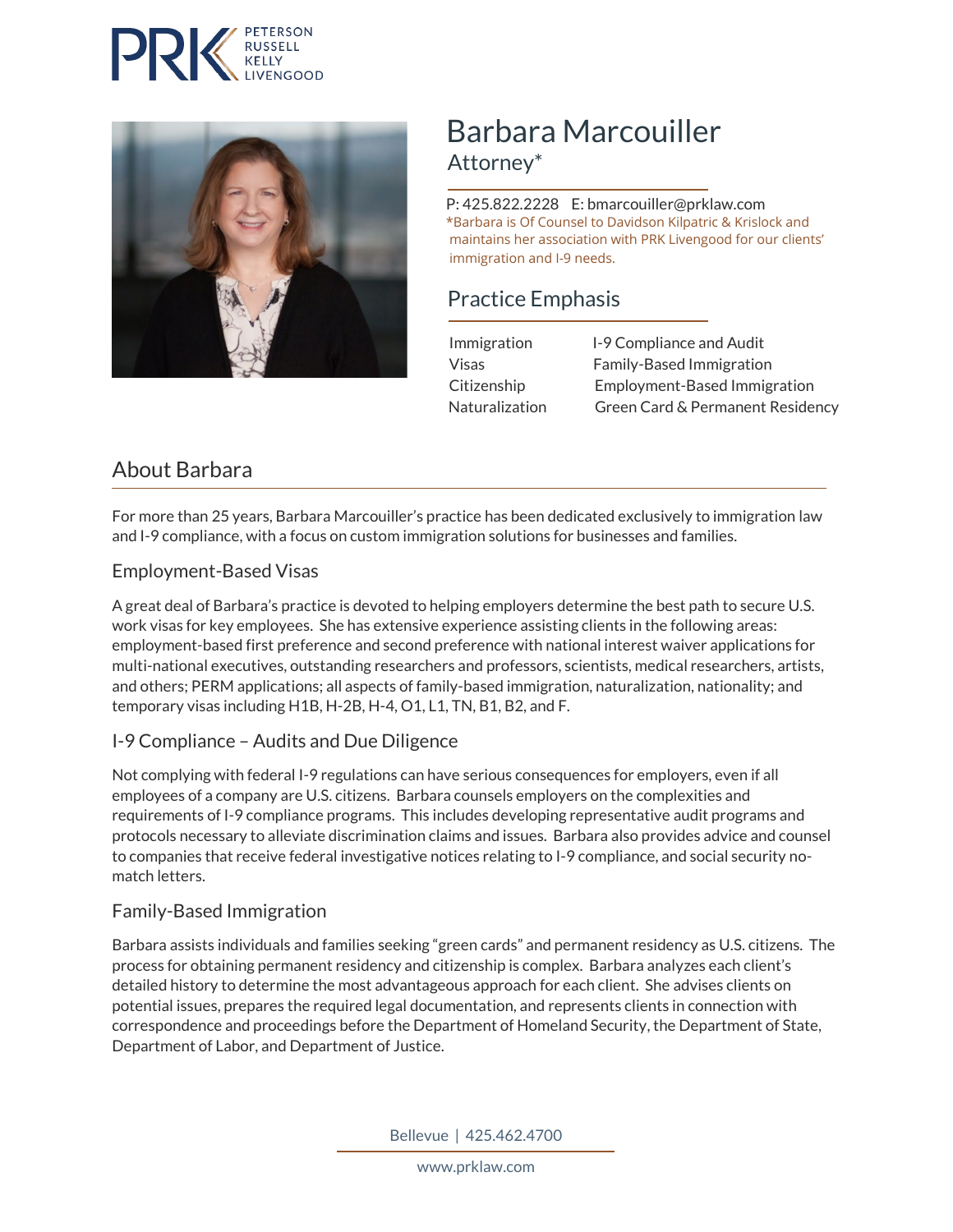PRK PETERSON RUSSELL KELLY LIVENGOOD

# Barbara Marcouiller

Attorney*

P: 425.822.2228 E: bmarcouiller@prklaw.com

*Barbara is Of Counsel to Davidson Kilpatric & Krislock and maintains her association with PRK Livengood for our clients' immigration and I-9 needs.

## Practice Emphasis

| | |
|---|---|
| Immigration | I-9 Compliance and Audit |
| Visas | Family-Based Immigration |
| Citizenship | Employment-Based Immigration |
| Naturalization | Green Card & Permanent Residency |

## About Barbara

For more than 25 years, Barbara Marcouiller's practice has been dedicated exclusively to immigration law and I-9 compliance, with a focus on custom immigration solutions for businesses and families.

### Employment-Based Visas

A great deal of Barbara's practice is devoted to helping employers determine the best path to secure U.S. work visas for key employees. She has extensive experience assisting clients in the following areas: employment-based first preference and second preference with national interest waiver applications for multi-national executives, outstanding researchers and professors, scientists, medical researchers, artists, and others; PERM applications; all aspects of family-based immigration, naturalization, nationality; and temporary visas including H1B, H-2B, H-4, O1, L1, TN, B1, B2, and F.

### I-9 Compliance – Audits and Due Diligence

Not complying with federal I-9 regulations can have serious consequences for employers, even if all employees of a company are U.S. citizens. Barbara counsels employers on the complexities and requirements of I-9 compliance programs. This includes developing representative audit programs and protocols necessary to alleviate discrimination claims and issues. Barbara also provides advice and counsel to companies that receive federal investigative notices relating to I-9 compliance, and social security no-match letters.

### Family-Based Immigration

Barbara assists individuals and families seeking "green cards" and permanent residency as U.S. citizens. The process for obtaining permanent residency and citizenship is complex. Barbara analyzes each client's detailed history to determine the most advantageous approach for each client. She advises clients on potential issues, prepares the required legal documentation, and represents clients in connection with correspondence and proceedings before the Department of Homeland Security, the Department of State, Department of Labor, and Department of Justice.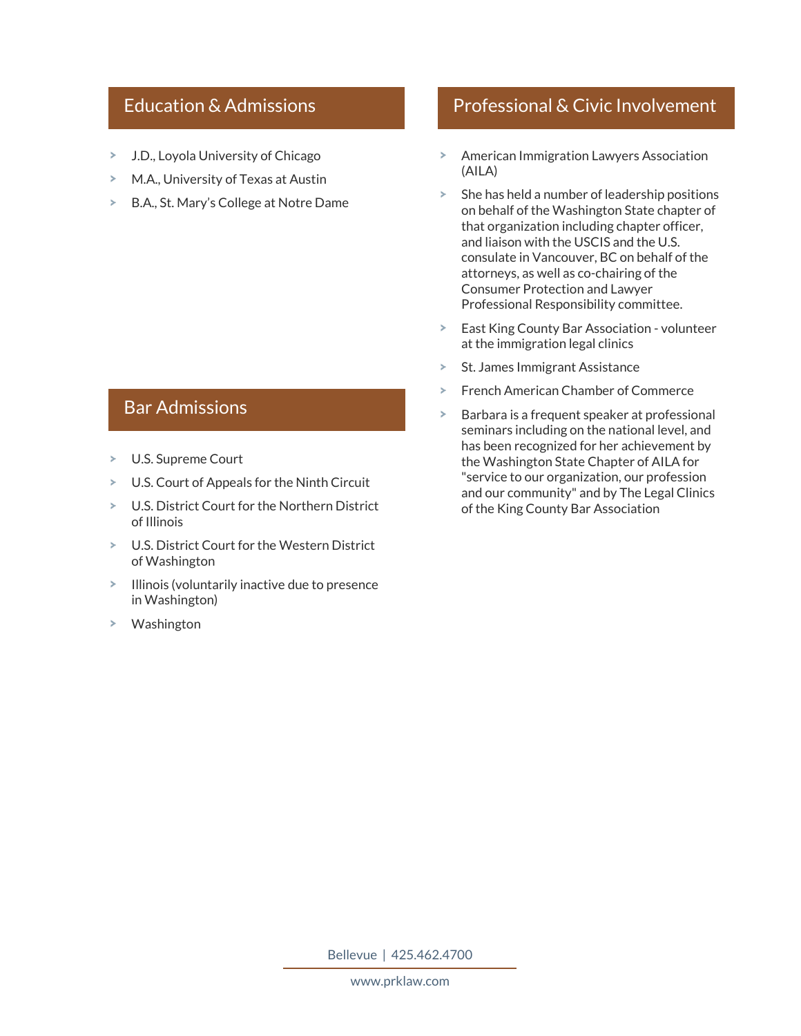## Education & Admissions

- J.D., Loyola University of Chicago
- M.A., University of Texas at Austin
- B.A., St. Mary's College at Notre Dame

## Bar Admissions

- U.S. Supreme Court
- U.S. Court of Appeals for the Ninth Circuit
- U.S. District Court for the Northern District of Illinois
- U.S. District Court for the Western District of Washington
- Illinois (voluntarily inactive due to presence in Washington)
- Washington

## Professional & Civic Involvement

- American Immigration Lawyers Association (AILA)
- She has held a number of leadership positions on behalf of the Washington State chapter of that organization including chapter officer, and liaison with the USCIS and the U.S. consulate in Vancouver, BC on behalf of the attorneys, as well as co-chairing of the Consumer Protection and Lawyer Professional Responsibility committee.
- East King County Bar Association - volunteer at the immigration legal clinics
- St. James Immigrant Assistance
- French American Chamber of Commerce
- Barbara is a frequent speaker at professional seminars including on the national level, and has been recognized for her achievement by the Washington State Chapter of AILA for "service to our organization, our profession and our community" and by The Legal Clinics of the King County Bar Association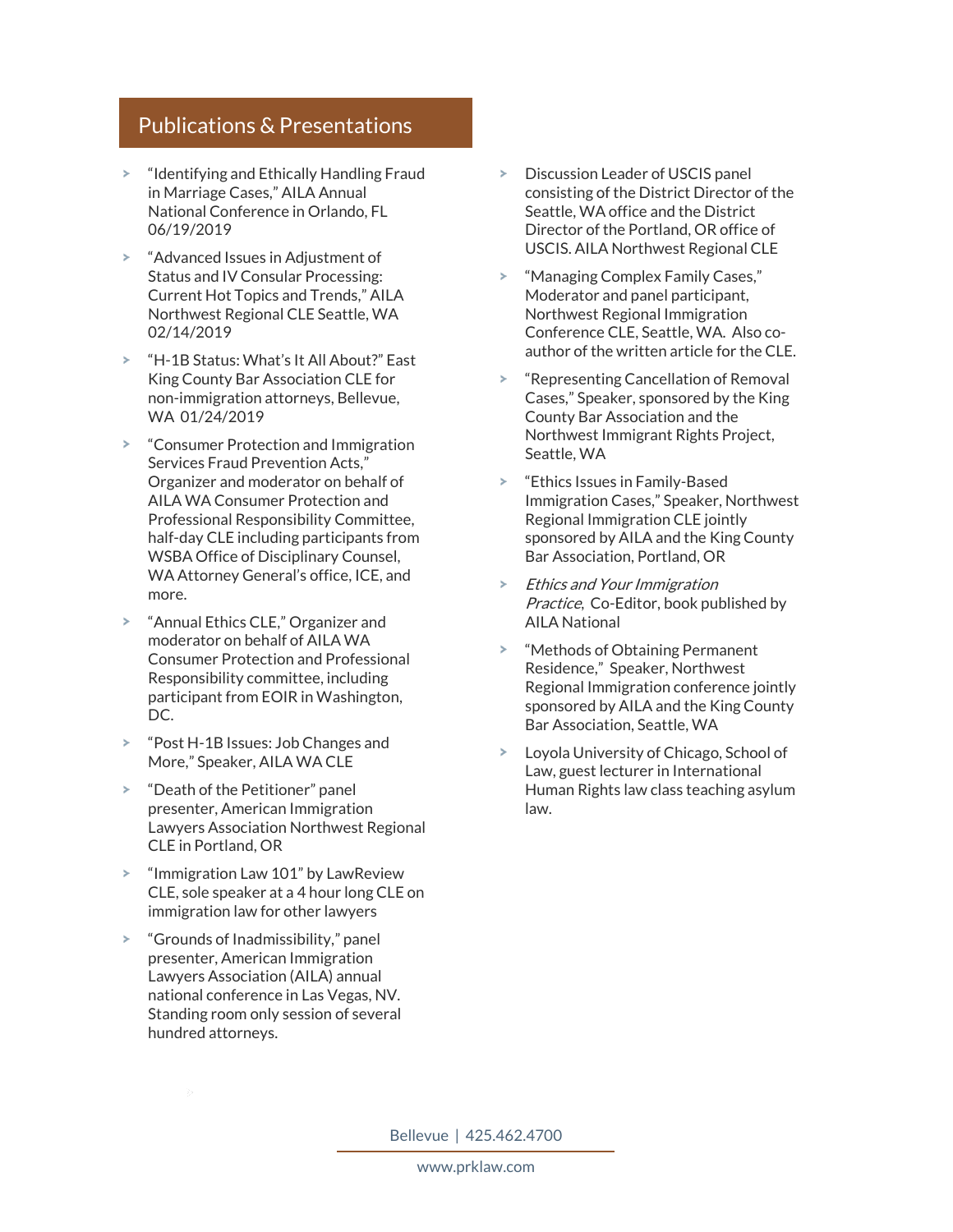## Publications & Presentations

- "Identifying and Ethically Handling Fraud in Marriage Cases," AILA Annual National Conference in Orlando, FL 06/19/2019
- "Advanced Issues in Adjustment of Status and IV Consular Processing: Current Hot Topics and Trends," AILA Northwest Regional CLE Seattle, WA 02/14/2019
- "H-1B Status: What's It All About?" East King County Bar Association CLE for non-immigration attorneys, Bellevue, WA 01/24/2019
- "Consumer Protection and Immigration Services Fraud Prevention Acts," Organizer and moderator on behalf of AILA WA Consumer Protection and Professional Responsibility Committee, half-day CLE including participants from WSBA Office of Disciplinary Counsel, WA Attorney General's office, ICE, and more.
- "Annual Ethics CLE," Organizer and moderator on behalf of AILA WA Consumer Protection and Professional Responsibility committee, including participant from EOIR in Washington, DC.
- "Post H-1B Issues: Job Changes and More," Speaker, AILA WA CLE
- "Death of the Petitioner" panel presenter, American Immigration Lawyers Association Northwest Regional CLE in Portland, OR
- "Immigration Law 101" by LawReview CLE, sole speaker at a 4 hour long CLE on immigration law for other lawyers
- "Grounds of Inadmissibility," panel presenter, American Immigration Lawyers Association (AILA) annual national conference in Las Vegas, NV. Standing room only session of several hundred attorneys.
- Discussion Leader of USCIS panel consisting of the District Director of the Seattle, WA office and the District Director of the Portland, OR office of USCIS. AILA Northwest Regional CLE
- "Managing Complex Family Cases," Moderator and panel participant, Northwest Regional Immigration Conference CLE, Seattle, WA. Also co-author of the written article for the CLE.
- "Representing Cancellation of Removal Cases," Speaker, sponsored by the King County Bar Association and the Northwest Immigrant Rights Project, Seattle, WA
- "Ethics Issues in Family-Based Immigration Cases," Speaker, Northwest Regional Immigration CLE jointly sponsored by AILA and the King County Bar Association, Portland, OR
- *Ethics and Your Immigration Practice*, Co-Editor, book published by AILA National
- "Methods of Obtaining Permanent Residence," Speaker, Northwest Regional Immigration conference jointly sponsored by AILA and the King County Bar Association, Seattle, WA
- Loyola University of Chicago, School of Law, guest lecturer in International Human Rights law class teaching asylum law.